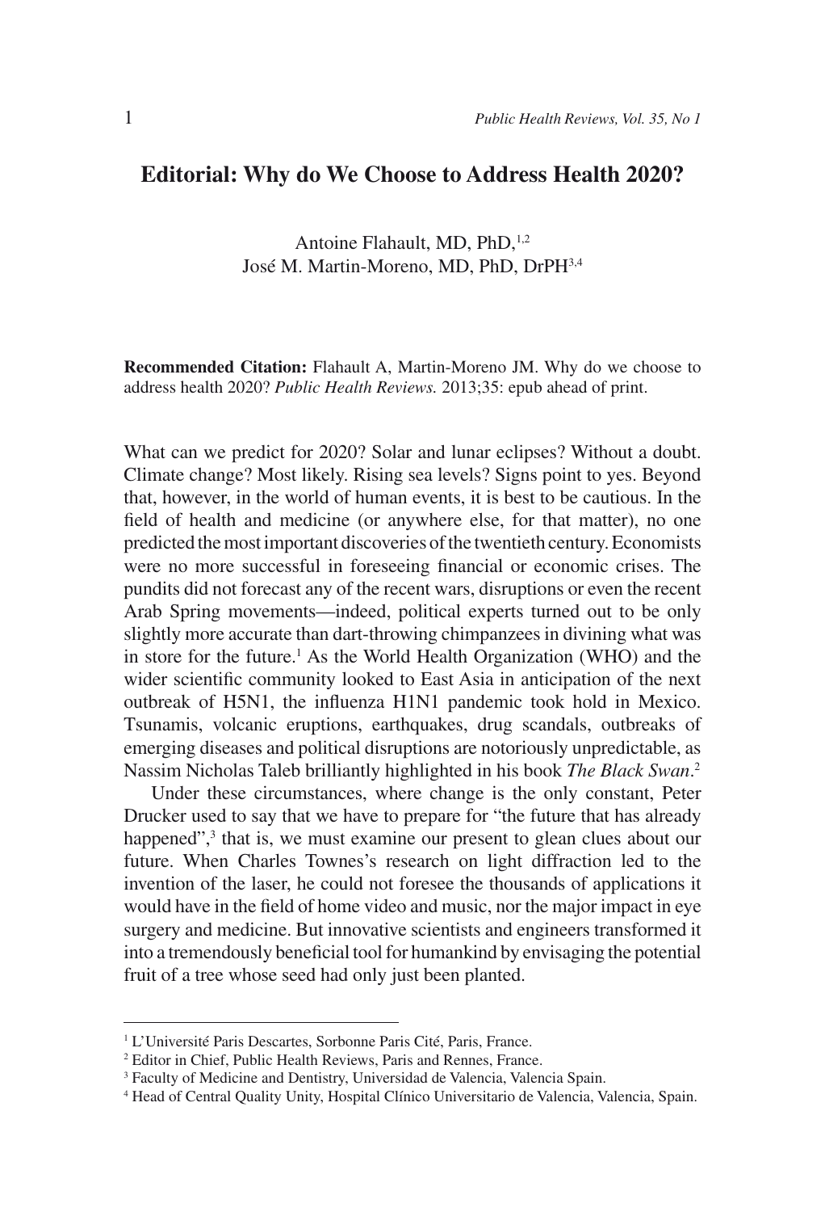# Editorial: Why do We Choose to Address Health 2020?

Antoine Flahault, MD, PhD,[1,2]
José M. Martin-Moreno, MD, PhD, DrPH[3,4]

**Recommended Citation:** Flahault A, Martin-Moreno JM. Why do we choose to address health 2020? *Public Health Reviews.* 2013;35: epub ahead of print.

What can we predict for 2020? Solar and lunar eclipses? Without a doubt. Climate change? Most likely. Rising sea levels? Signs point to yes. Beyond that, however, in the world of human events, it is best to be cautious. In the field of health and medicine (or anywhere else, for that matter), no one predicted the most important discoveries of the twentieth century. Economists were no more successful in foreseeing financial or economic crises. The pundits did not forecast any of the recent wars, disruptions or even the recent Arab Spring movements—indeed, political experts turned out to be only slightly more accurate than dart-throwing chimpanzees in divining what was in store for the future.[1] As the World Health Organization (WHO) and the wider scientific community looked to East Asia in anticipation of the next outbreak of H5N1, the influenza H1N1 pandemic took hold in Mexico. Tsunamis, volcanic eruptions, earthquakes, drug scandals, outbreaks of emerging diseases and political disruptions are notoriously unpredictable, as Nassim Nicholas Taleb brilliantly highlighted in his book *The Black Swan*.[2]

Under these circumstances, where change is the only constant, Peter Drucker used to say that we have to prepare for "the future that has already happened",[3] that is, we must examine our present to glean clues about our future. When Charles Townes's research on light diffraction led to the invention of the laser, he could not foresee the thousands of applications it would have in the field of home video and music, nor the major impact in eye surgery and medicine. But innovative scientists and engineers transformed it into a tremendously beneficial tool for humankind by envisaging the potential fruit of a tree whose seed had only just been planted.

---

[1] L'Université Paris Descartes, Sorbonne Paris Cité, Paris, France.

[2] Editor in Chief, Public Health Reviews, Paris and Rennes, France.

[3] Faculty of Medicine and Dentistry, Universidad de Valencia, Valencia Spain.

[4] Head of Central Quality Unity, Hospital Clínico Universitario de Valencia, Valencia, Spain.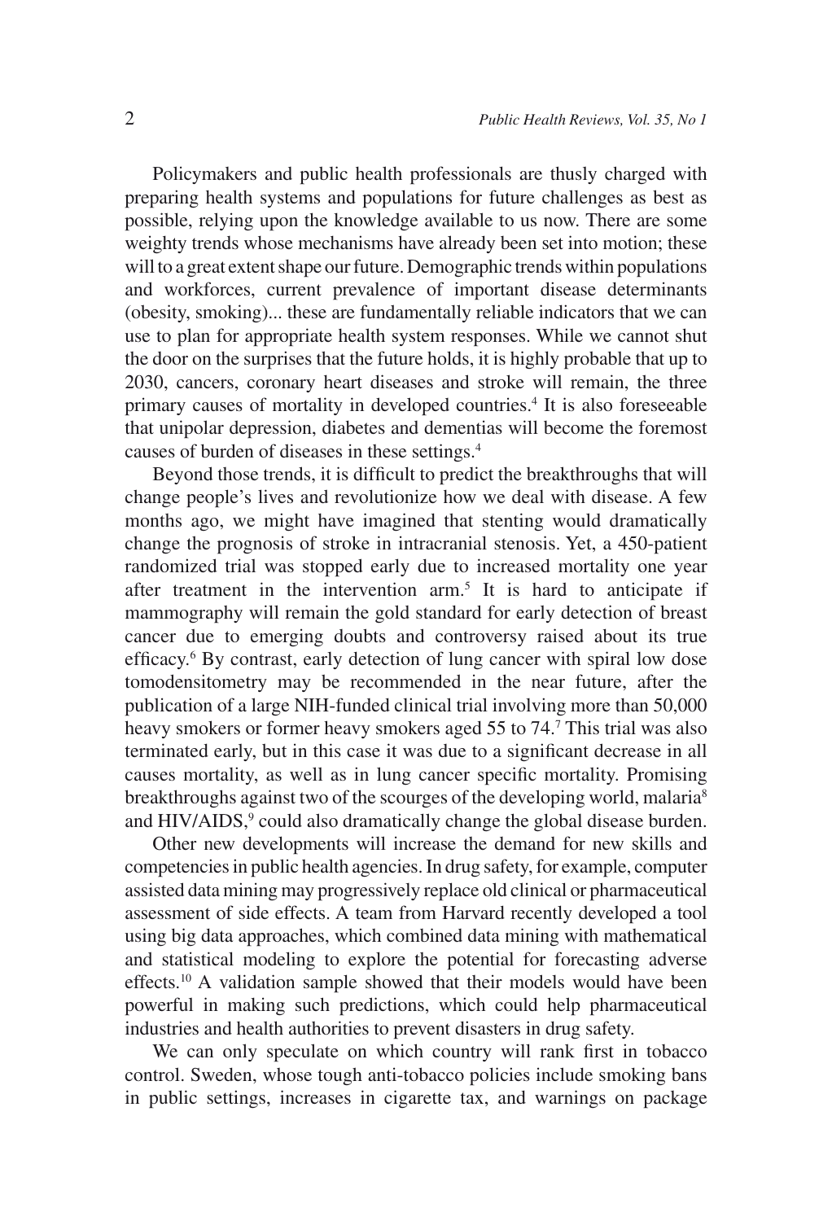Policymakers and public health professionals are thusly charged with preparing health systems and populations for future challenges as best as possible, relying upon the knowledge available to us now. There are some weighty trends whose mechanisms have already been set into motion; these will to a great extent shape our future. Demographic trends within populations and workforces, current prevalence of important disease determinants (obesity, smoking)... these are fundamentally reliable indicators that we can use to plan for appropriate health system responses. While we cannot shut the door on the surprises that the future holds, it is highly probable that up to 2030, cancers, coronary heart diseases and stroke will remain, the three primary causes of mortality in developed countries.[4] It is also foreseeable that unipolar depression, diabetes and dementias will become the foremost causes of burden of diseases in these settings.[4]

Beyond those trends, it is difficult to predict the breakthroughs that will change people's lives and revolutionize how we deal with disease. A few months ago, we might have imagined that stenting would dramatically change the prognosis of stroke in intracranial stenosis. Yet, a 450-patient randomized trial was stopped early due to increased mortality one year after treatment in the intervention arm.[5] It is hard to anticipate if mammography will remain the gold standard for early detection of breast cancer due to emerging doubts and controversy raised about its true efficacy.[6] By contrast, early detection of lung cancer with spiral low dose tomodensitometry may be recommended in the near future, after the publication of a large NIH-funded clinical trial involving more than 50,000 heavy smokers or former heavy smokers aged 55 to 74.[7] This trial was also terminated early, but in this case it was due to a significant decrease in all causes mortality, as well as in lung cancer specific mortality. Promising breakthroughs against two of the scourges of the developing world, malaria[8] and HIV/AIDS,[9] could also dramatically change the global disease burden.

Other new developments will increase the demand for new skills and competencies in public health agencies. In drug safety, for example, computer assisted data mining may progressively replace old clinical or pharmaceutical assessment of side effects. A team from Harvard recently developed a tool using big data approaches, which combined data mining with mathematical and statistical modeling to explore the potential for forecasting adverse effects.[10] A validation sample showed that their models would have been powerful in making such predictions, which could help pharmaceutical industries and health authorities to prevent disasters in drug safety.

We can only speculate on which country will rank first in tobacco control. Sweden, whose tough anti-tobacco policies include smoking bans in public settings, increases in cigarette tax, and warnings on package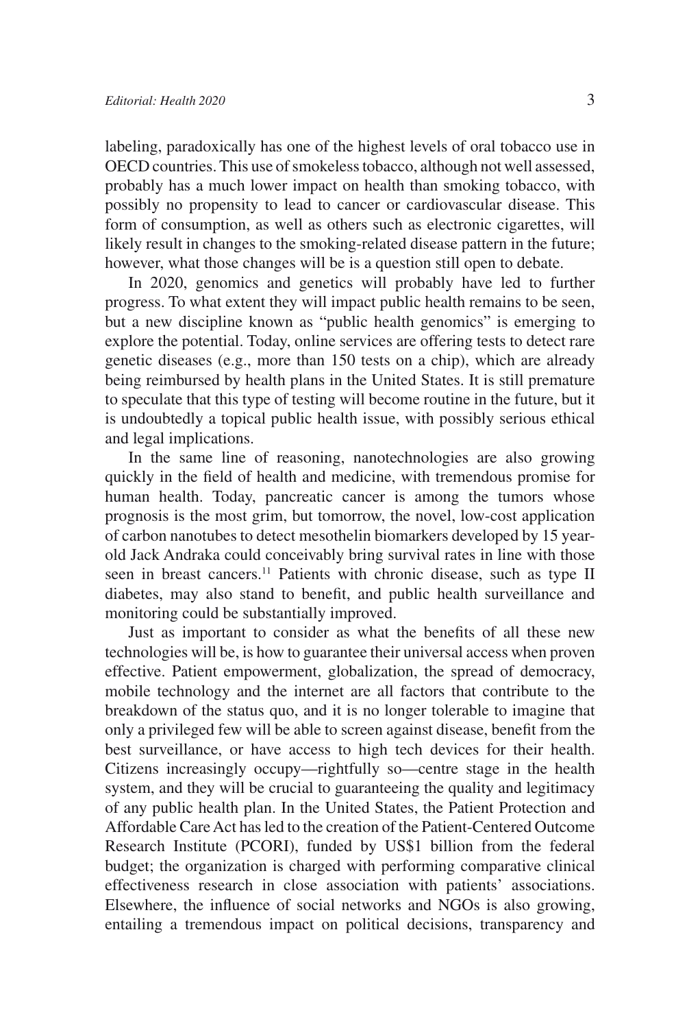labeling, paradoxically has one of the highest levels of oral tobacco use in OECD countries. This use of smokeless tobacco, although not well assessed, probably has a much lower impact on health than smoking tobacco, with possibly no propensity to lead to cancer or cardiovascular disease. This form of consumption, as well as others such as electronic cigarettes, will likely result in changes to the smoking-related disease pattern in the future; however, what those changes will be is a question still open to debate.

In 2020, genomics and genetics will probably have led to further progress. To what extent they will impact public health remains to be seen, but a new discipline known as "public health genomics" is emerging to explore the potential. Today, online services are offering tests to detect rare genetic diseases (e.g., more than 150 tests on a chip), which are already being reimbursed by health plans in the United States. It is still premature to speculate that this type of testing will become routine in the future, but it is undoubtedly a topical public health issue, with possibly serious ethical and legal implications.

In the same line of reasoning, nanotechnologies are also growing quickly in the field of health and medicine, with tremendous promise for human health. Today, pancreatic cancer is among the tumors whose prognosis is the most grim, but tomorrow, the novel, low-cost application of carbon nanotubes to detect mesothelin biomarkers developed by 15 year-old Jack Andraka could conceivably bring survival rates in line with those seen in breast cancers.[11] Patients with chronic disease, such as type II diabetes, may also stand to benefit, and public health surveillance and monitoring could be substantially improved.

Just as important to consider as what the benefits of all these new technologies will be, is how to guarantee their universal access when proven effective. Patient empowerment, globalization, the spread of democracy, mobile technology and the internet are all factors that contribute to the breakdown of the status quo, and it is no longer tolerable to imagine that only a privileged few will be able to screen against disease, benefit from the best surveillance, or have access to high tech devices for their health. Citizens increasingly occupy—rightfully so—centre stage in the health system, and they will be crucial to guaranteeing the quality and legitimacy of any public health plan. In the United States, the Patient Protection and Affordable Care Act has led to the creation of the Patient-Centered Outcome Research Institute (PCORI), funded by US$1 billion from the federal budget; the organization is charged with performing comparative clinical effectiveness research in close association with patients' associations. Elsewhere, the influence of social networks and NGOs is also growing, entailing a tremendous impact on political decisions, transparency and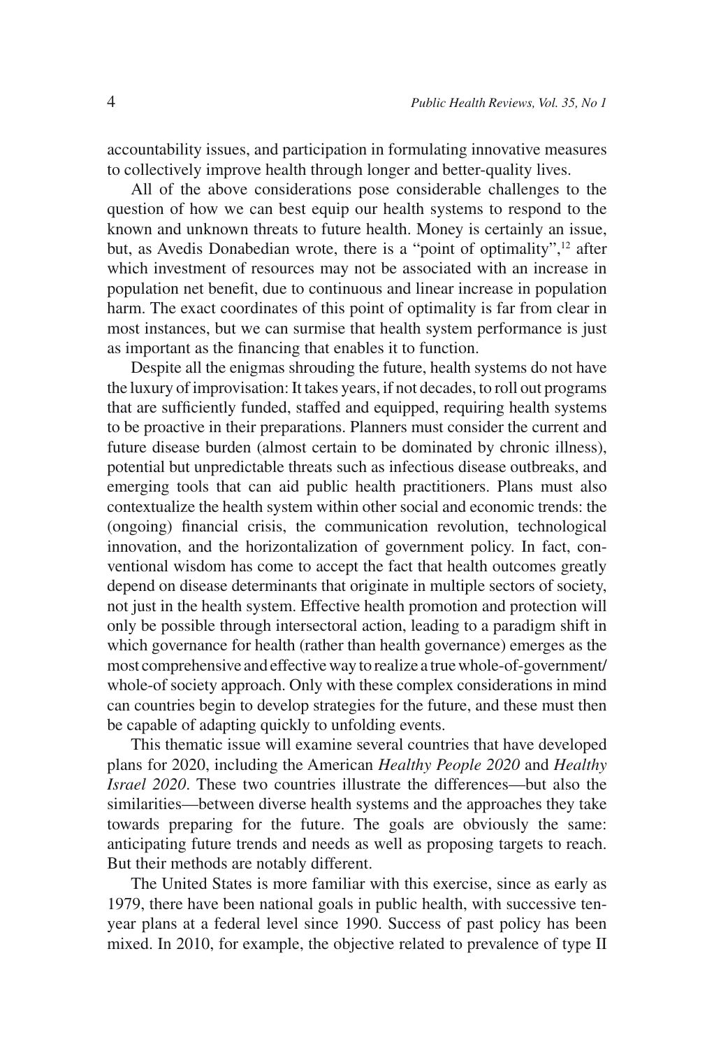accountability issues, and participation in formulating innovative measures to collectively improve health through longer and better-quality lives.

All of the above considerations pose considerable challenges to the question of how we can best equip our health systems to respond to the known and unknown threats to future health. Money is certainly an issue, but, as Avedis Donabedian wrote, there is a "point of optimality",[12] after which investment of resources may not be associated with an increase in population net benefit, due to continuous and linear increase in population harm. The exact coordinates of this point of optimality is far from clear in most instances, but we can surmise that health system performance is just as important as the financing that enables it to function.

Despite all the enigmas shrouding the future, health systems do not have the luxury of improvisation: It takes years, if not decades, to roll out programs that are sufficiently funded, staffed and equipped, requiring health systems to be proactive in their preparations. Planners must consider the current and future disease burden (almost certain to be dominated by chronic illness), potential but unpredictable threats such as infectious disease outbreaks, and emerging tools that can aid public health practitioners. Plans must also contextualize the health system within other social and economic trends: the (ongoing) financial crisis, the communication revolution, technological innovation, and the horizontalization of government policy. In fact, conventional wisdom has come to accept the fact that health outcomes greatly depend on disease determinants that originate in multiple sectors of society, not just in the health system. Effective health promotion and protection will only be possible through intersectoral action, leading to a paradigm shift in which governance for health (rather than health governance) emerges as the most comprehensive and effective way to realize a true whole-of-government/whole-of society approach. Only with these complex considerations in mind can countries begin to develop strategies for the future, and these must then be capable of adapting quickly to unfolding events.

This thematic issue will examine several countries that have developed plans for 2020, including the American *Healthy People 2020* and *Healthy Israel 2020*. These two countries illustrate the differences—but also the similarities—between diverse health systems and the approaches they take towards preparing for the future. The goals are obviously the same: anticipating future trends and needs as well as proposing targets to reach. But their methods are notably different.

The United States is more familiar with this exercise, since as early as 1979, there have been national goals in public health, with successive ten-year plans at a federal level since 1990. Success of past policy has been mixed. In 2010, for example, the objective related to prevalence of type II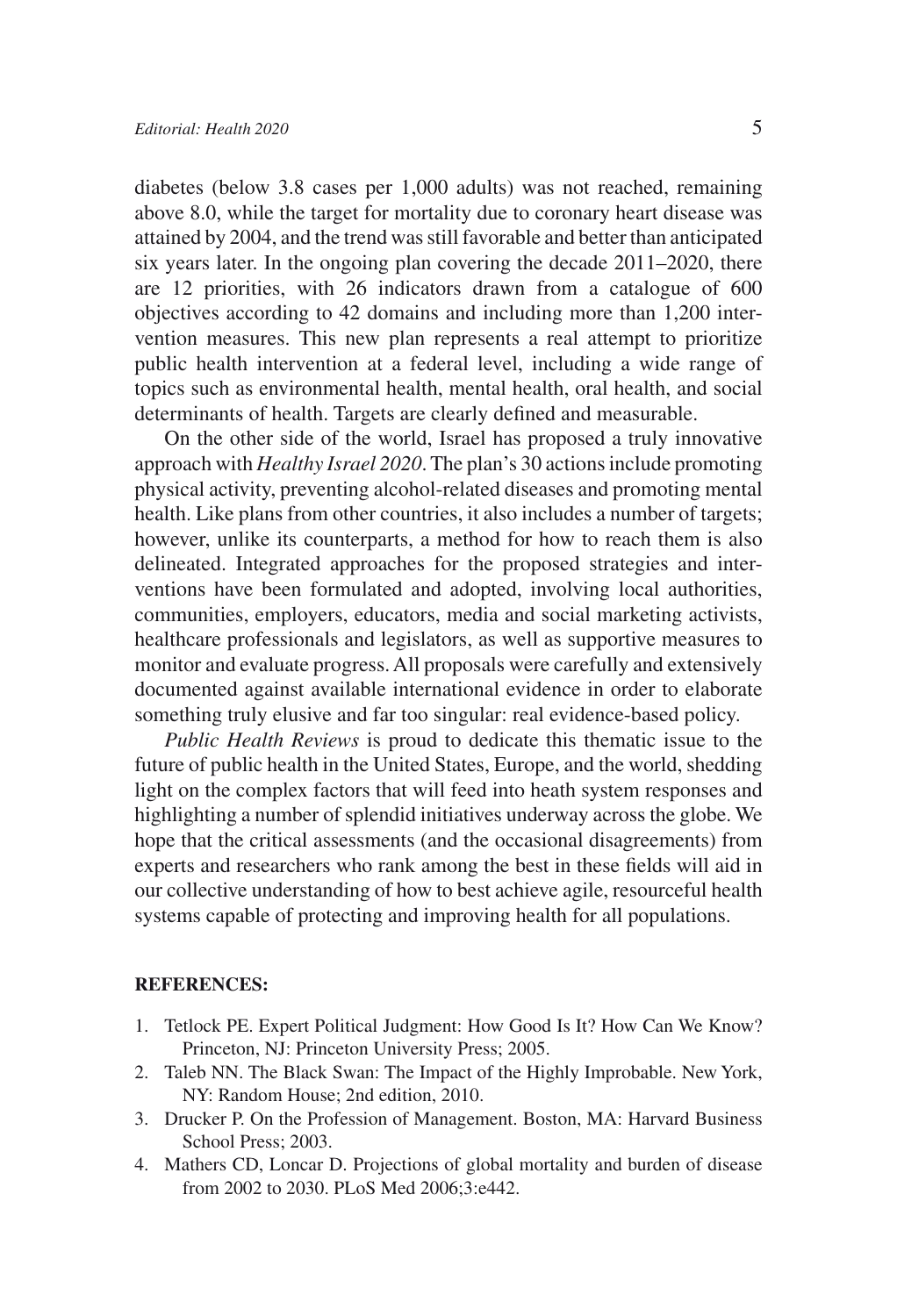diabetes (below 3.8 cases per 1,000 adults) was not reached, remaining above 8.0, while the target for mortality due to coronary heart disease was attained by 2004, and the trend was still favorable and better than anticipated six years later. In the ongoing plan covering the decade 2011–2020, there are 12 priorities, with 26 indicators drawn from a catalogue of 600 objectives according to 42 domains and including more than 1,200 intervention measures. This new plan represents a real attempt to prioritize public health intervention at a federal level, including a wide range of topics such as environmental health, mental health, oral health, and social determinants of health. Targets are clearly defined and measurable.

On the other side of the world, Israel has proposed a truly innovative approach with *Healthy Israel 2020*. The plan's 30 actions include promoting physical activity, preventing alcohol-related diseases and promoting mental health. Like plans from other countries, it also includes a number of targets; however, unlike its counterparts, a method for how to reach them is also delineated. Integrated approaches for the proposed strategies and interventions have been formulated and adopted, involving local authorities, communities, employers, educators, media and social marketing activists, healthcare professionals and legislators, as well as supportive measures to monitor and evaluate progress. All proposals were carefully and extensively documented against available international evidence in order to elaborate something truly elusive and far too singular: real evidence-based policy.

*Public Health Reviews* is proud to dedicate this thematic issue to the future of public health in the United States, Europe, and the world, shedding light on the complex factors that will feed into heath system responses and highlighting a number of splendid initiatives underway across the globe. We hope that the critical assessments (and the occasional disagreements) from experts and researchers who rank among the best in these fields will aid in our collective understanding of how to best achieve agile, resourceful health systems capable of protecting and improving health for all populations.

**REFERENCES:**

1. Tetlock PE. Expert Political Judgment: How Good Is It? How Can We Know? Princeton, NJ: Princeton University Press; 2005.
2. Taleb NN. The Black Swan: The Impact of the Highly Improbable. New York, NY: Random House; 2nd edition, 2010.
3. Drucker P. On the Profession of Management. Boston, MA: Harvard Business School Press; 2003.
4. Mathers CD, Loncar D. Projections of global mortality and burden of disease from 2002 to 2030. PLoS Med 2006;3:e442.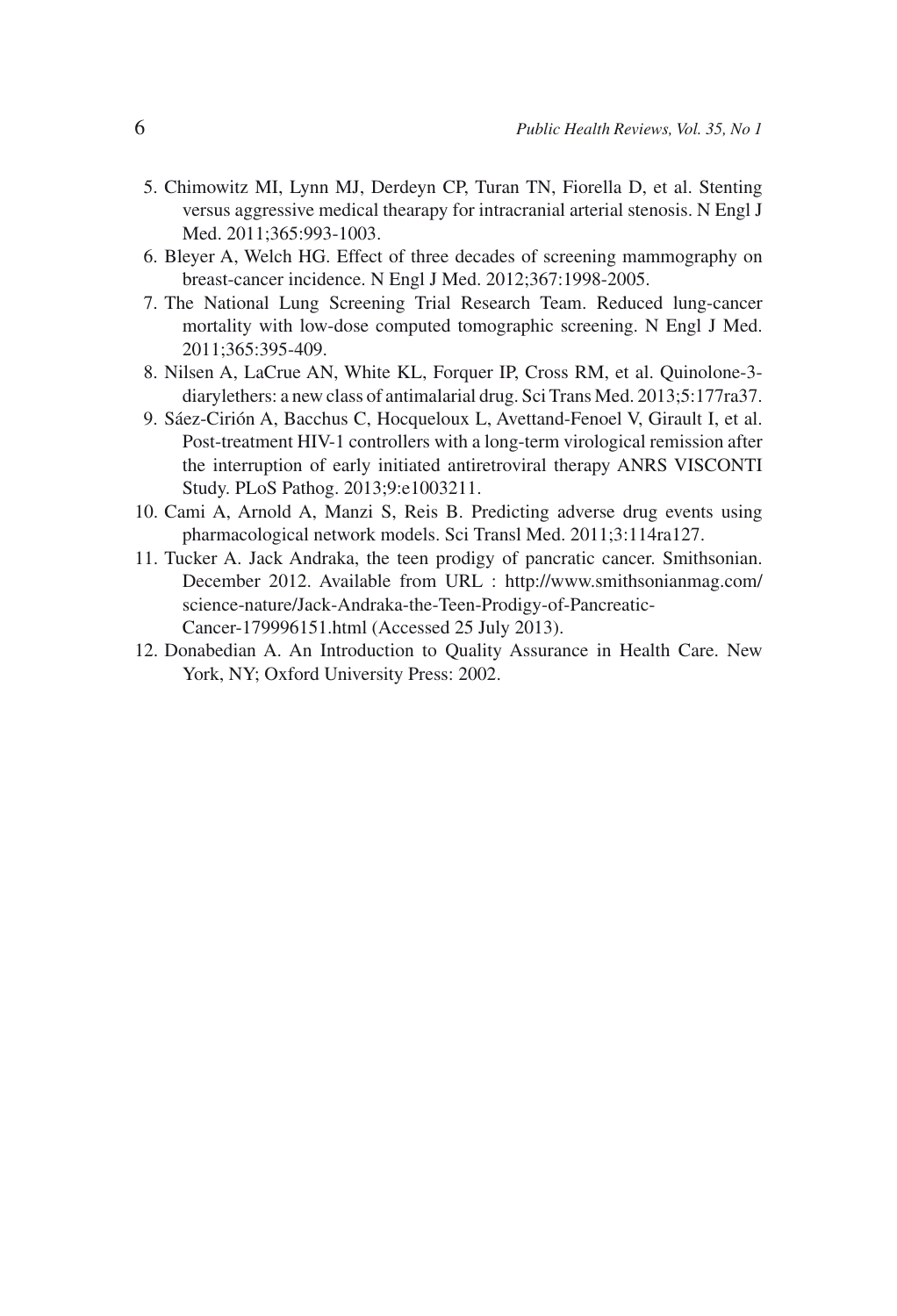5. Chimowitz MI, Lynn MJ, Derdeyn CP, Turan TN, Fiorella D, et al. Stenting versus aggressive medical thearapy for intracranial arterial stenosis. N Engl J Med. 2011;365:993-1003.
6. Bleyer A, Welch HG. Effect of three decades of screening mammography on breast-cancer incidence. N Engl J Med. 2012;367:1998-2005.
7. The National Lung Screening Trial Research Team. Reduced lung-cancer mortality with low-dose computed tomographic screening. N Engl J Med. 2011;365:395-409.
8. Nilsen A, LaCrue AN, White KL, Forquer IP, Cross RM, et al. Quinolone-3-diarylethers: a new class of antimalarial drug. Sci Trans Med. 2013;5:177ra37.
9. Sáez-Cirión A, Bacchus C, Hocqueloux L, Avettand-Fenoel V, Girault I, et al. Post-treatment HIV-1 controllers with a long-term virological remission after the interruption of early initiated antiretroviral therapy ANRS VISCONTI Study. PLoS Pathog. 2013;9:e1003211.
10. Cami A, Arnold A, Manzi S, Reis B. Predicting adverse drug events using pharmacological network models. Sci Transl Med. 2011;3:114ra127.
11. Tucker A. Jack Andraka, the teen prodigy of pancratic cancer. Smithsonian. December 2012. Available from URL : http://www.smithsonianmag.com/science-nature/Jack-Andraka-the-Teen-Prodigy-of-Pancreatic-Cancer-179996151.html (Accessed 25 July 2013).
12. Donabedian A. An Introduction to Quality Assurance in Health Care. New York, NY; Oxford University Press: 2002.